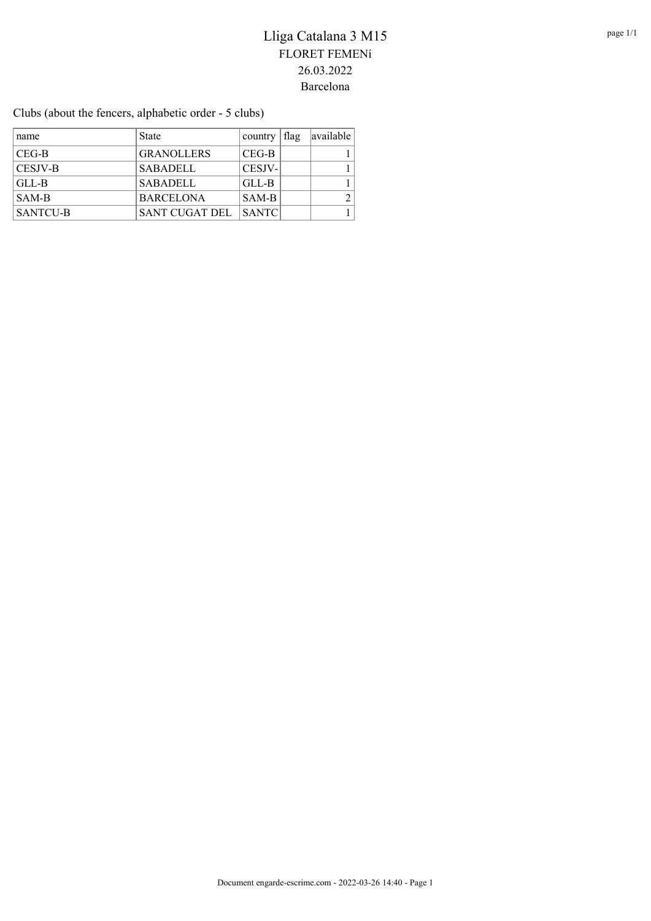# Lliga Catalana 3 M15

FLORET FEMENí

26.03.2022

Barcelona

Clubs (about the fencers, alphabetic order - 5 clubs)

| name | State | country | flag | available |
|---|---|---|---|---|
| CEG-B | GRANOLLERS | CEG-B | | 1 |
| CESJV-B | SABADELL | CESJV- | | 1 |
| GLL-B | SABADELL | GLL-B | | 1 |
| SAM-B | BARCELONA | SAM-B | | 2 |
| SANTCU-B | SANT CUGAT DEL | SANTC | | 1 |

Document engarde-escrime.com - 2022-03-26 14:40 - Page 1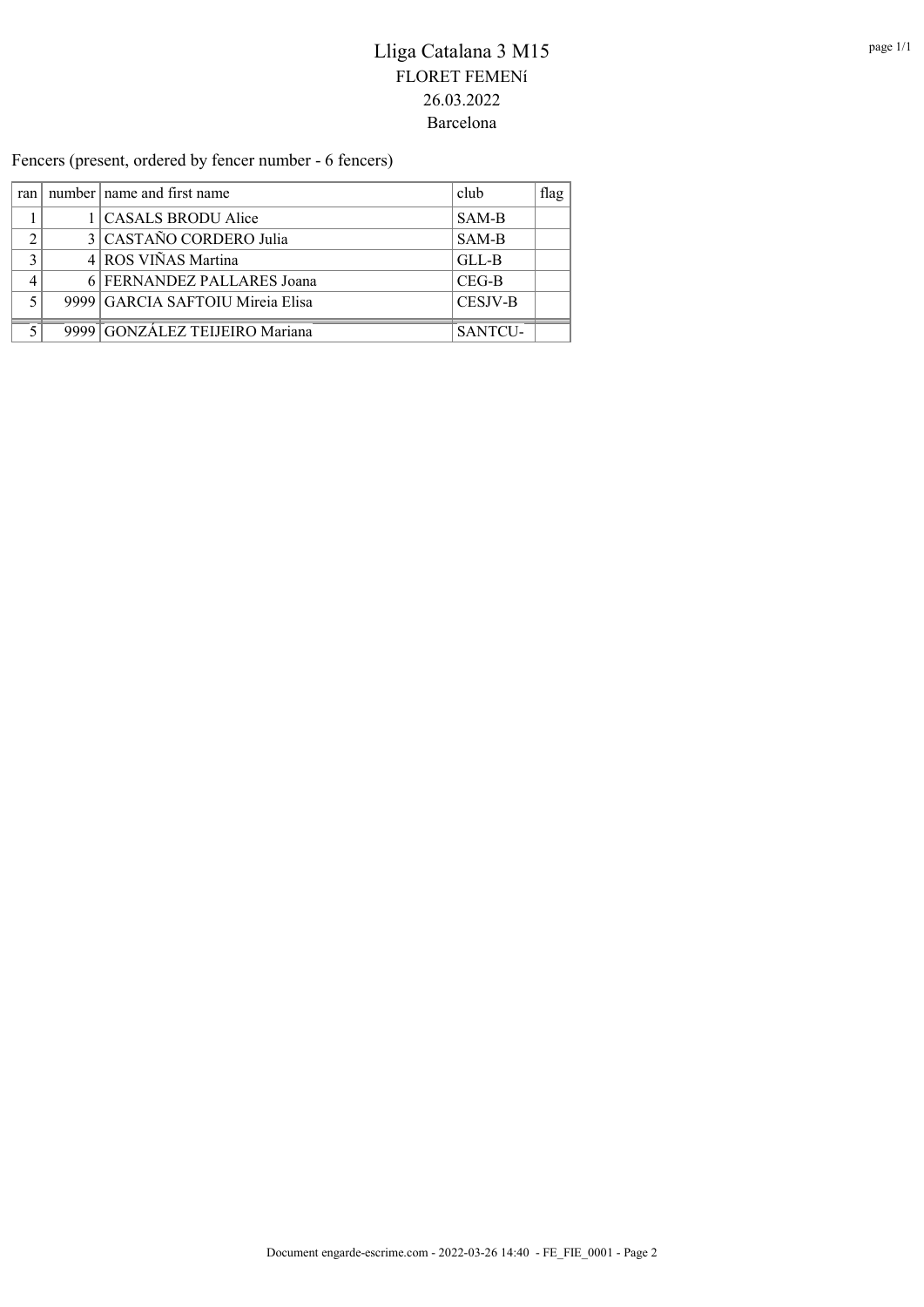# Lliga Catalana 3 M15

## FLORET FEMENí

## 26.03.2022

## Barcelona

Fencers (present, ordered by fencer number - 6 fencers)

| ran | number | name and first name | club | flag |
|---|---|---|---|---|
| 1 | 1 | CASALS BRODU Alice | SAM-B | |
| 2 | 3 | CASTAÑO CORDERO Julia | SAM-B | |
| 3 | 4 | ROS VIÑAS Martina | GLL-B | |
| 4 | 6 | FERNANDEZ PALLARES Joana | CEG-B | |
| 5 | 9999 | GARCIA SAFTOIU Mireia Elisa | CESJV-B | |
| 5 | 9999 | GONZÁLEZ TEIJEIRO Mariana | SANTCU- | |

Document engarde-escrime.com - 2022-03-26 14:40 - FE_FIE_0001 - Page 2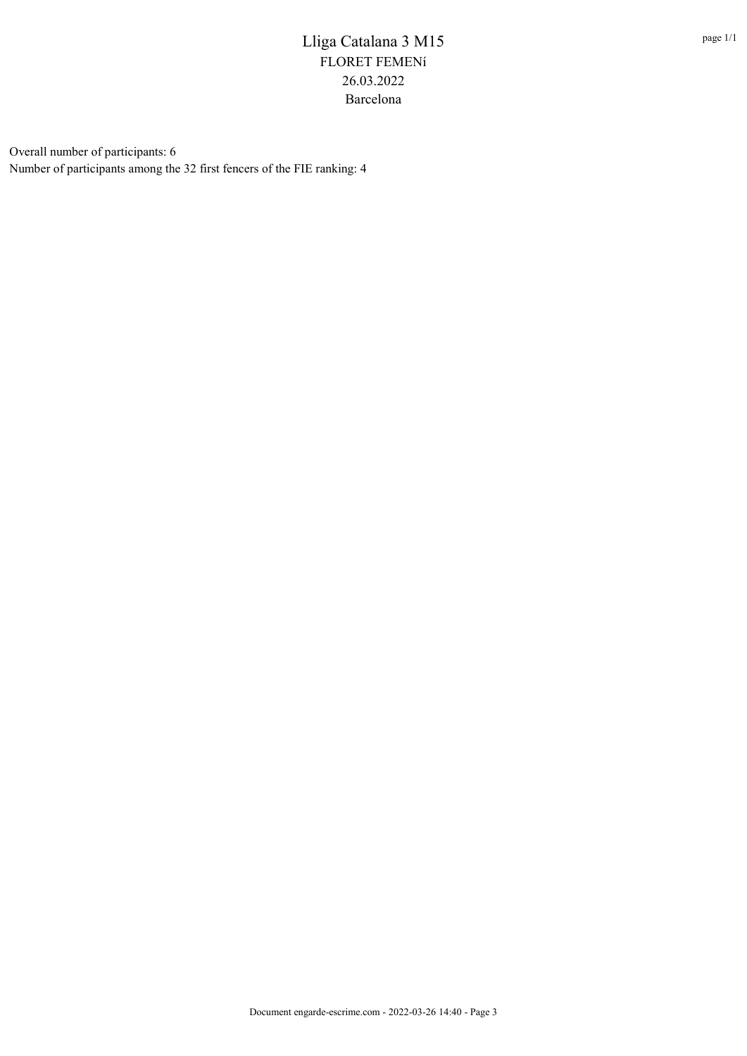# Lliga Catalana 3 M15

FLORET FEMENí

26.03.2022

Barcelona

Overall number of participants: 6

Number of participants among the 32 first fencers of the FIE ranking: 4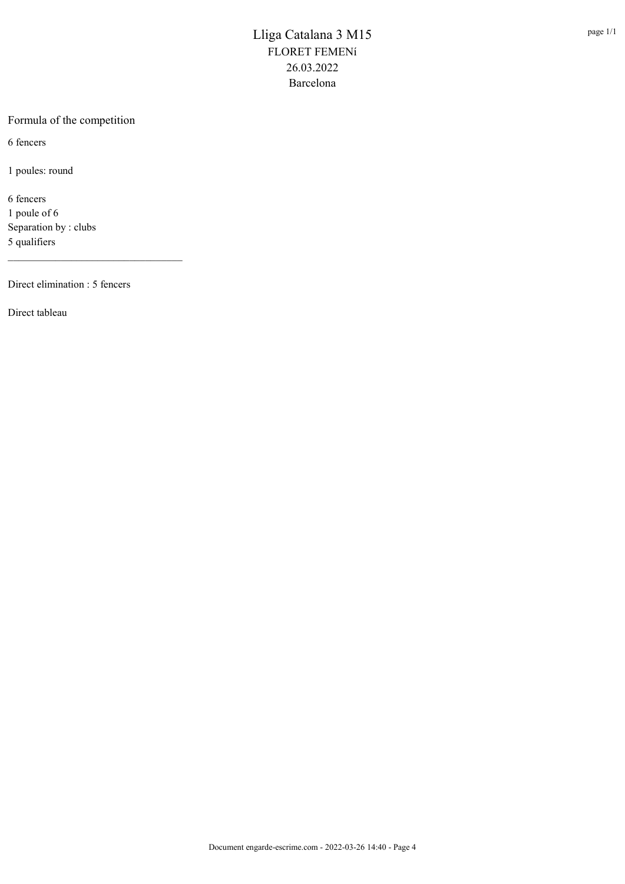# Lliga Catalana 3 M15
## FLORET FEMENÍ
## 26.03.2022
## Barcelona

### Formula of the competition

6 fencers

1 poules: round

6 fencers
1 poule of 6
Separation by : clubs
5 qualifiers

---

Direct elimination : 5 fencers

Direct tableau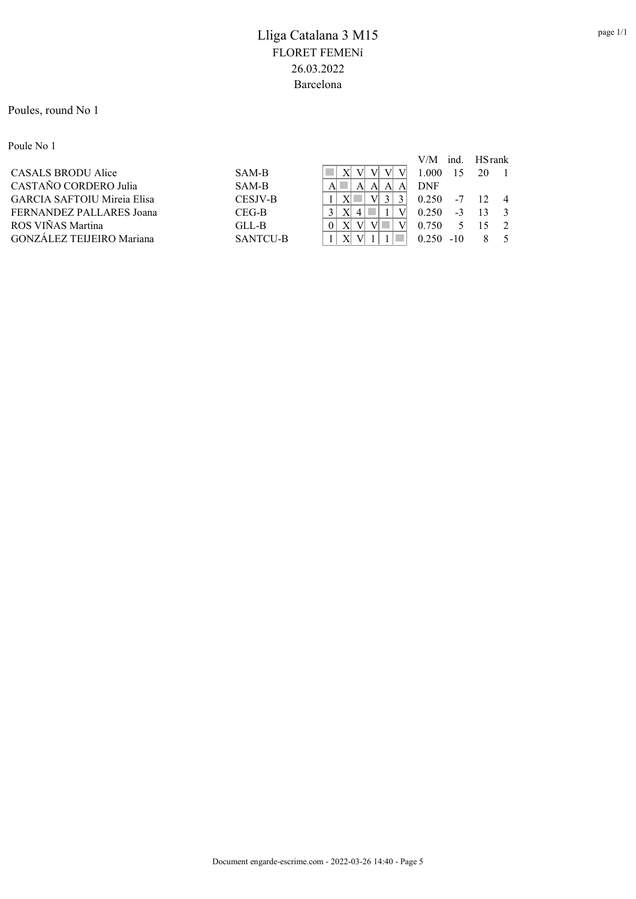# Lliga Catalana 3 M15

FLORET FEMENí

26.03.2022

Barcelona

Poules, round No 1

Poule No 1

| Name | Club | 1 | 2 | 3 | 4 | 5 | 6 | V/M | ind. | HS | rank |
|---|---|---|---|---|---|---|---|---|---|---|---|
| CASALS BRODU Alice | SAM-B | | X | V | V | V | V | 1.000 | 15 | 20 | 1 |
| CASTAÑO CORDERO Julia | SAM-B | A | | A | A | A | A | DNF | | | |
| GARCIA SAFTOIU Mireia Elisa | CESJV-B | 1 | X | | V | 3 | 3 | 0.250 | -7 | 12 | 4 |
| FERNANDEZ PALLARES Joana | CEG-B | 3 | X | 4 | | 1 | V | 0.250 | -3 | 13 | 3 |
| ROS VIÑAS Martina | GLL-B | 0 | X | V | V | | V | 0.750 | 5 | 15 | 2 |
| GONZÁLEZ TEIJEIRO Mariana | SANTCU-B | 1 | X | V | 1 | 1 | | 0.250 | -10 | 8 | 5 |

Document engarde-escrime.com - 2022-03-26 14:40 - Page 5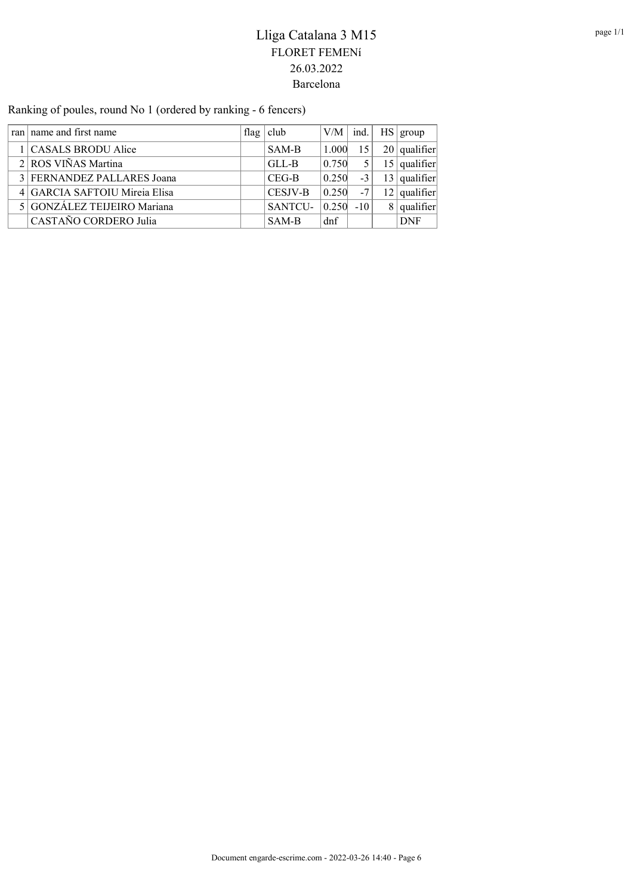# Lliga Catalana 3 M15

FLORET FEMENí

26.03.2022

Barcelona

Ranking of poules, round No 1 (ordered by ranking - 6 fencers)

| ran | name and first name | flag | club | V/M | ind. | HS | group |
|---|---|---|---|---|---|---|---|
| 1 | CASALS BRODU Alice | | SAM-B | 1.000 | 15 | 20 | qualifier |
| 2 | ROS VIÑAS Martina | | GLL-B | 0.750 | 5 | 15 | qualifier |
| 3 | FERNANDEZ PALLARES Joana | | CEG-B | 0.250 | -3 | 13 | qualifier |
| 4 | GARCIA SAFTOIU Mireia Elisa | | CESJV-B | 0.250 | -7 | 12 | qualifier |
| 5 | GONZÁLEZ TEIJEIRO Mariana | | SANTCU- | 0.250 | -10 | 8 | qualifier |
| | CASTAÑO CORDERO Julia | | SAM-B | dnf | | | DNF |

Document engarde-escrime.com - 2022-03-26 14:40 - Page 6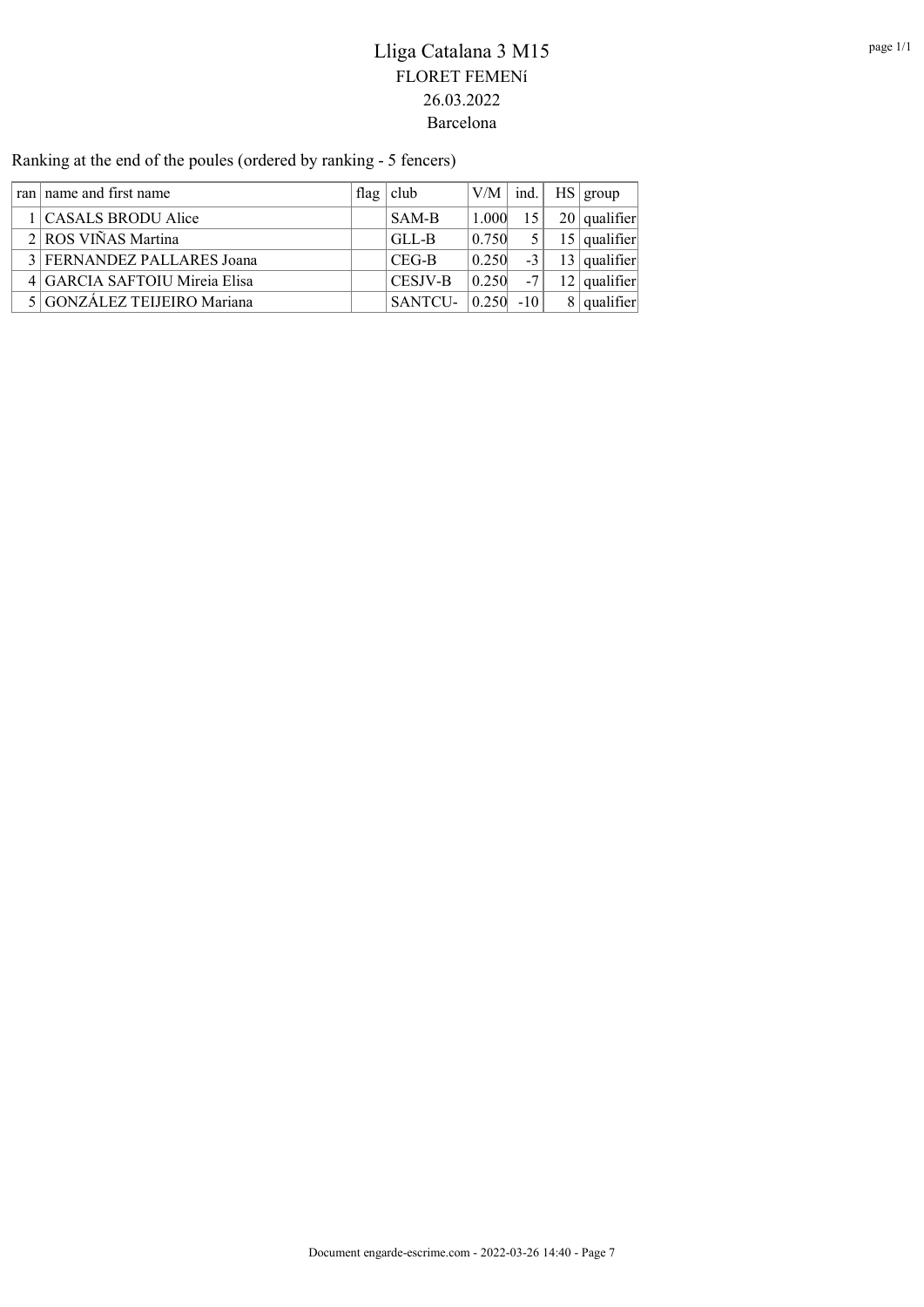# Lliga Catalana 3 M15

FLORET FEMENí

26.03.2022

Barcelona

Ranking at the end of the poules (ordered by ranking - 5 fencers)

| ran | name and first name | flag | club | V/M | ind. | HS | group |
|---|---|---|---|---|---|---|---|
| 1 | CASALS BRODU Alice | | SAM-B | 1.000 | 15 | 20 | qualifier |
| 2 | ROS VIÑAS Martina | | GLL-B | 0.750 | 5 | 15 | qualifier |
| 3 | FERNANDEZ PALLARES Joana | | CEG-B | 0.250 | -3 | 13 | qualifier |
| 4 | GARCIA SAFTOIU Mireia Elisa | | CESJV-B | 0.250 | -7 | 12 | qualifier |
| 5 | GONZÁLEZ TEIJEIRO Mariana | | SANTCU- | 0.250 | -10 | 8 | qualifier |

Document engarde-escrime.com - 2022-03-26 14:40 - Page 7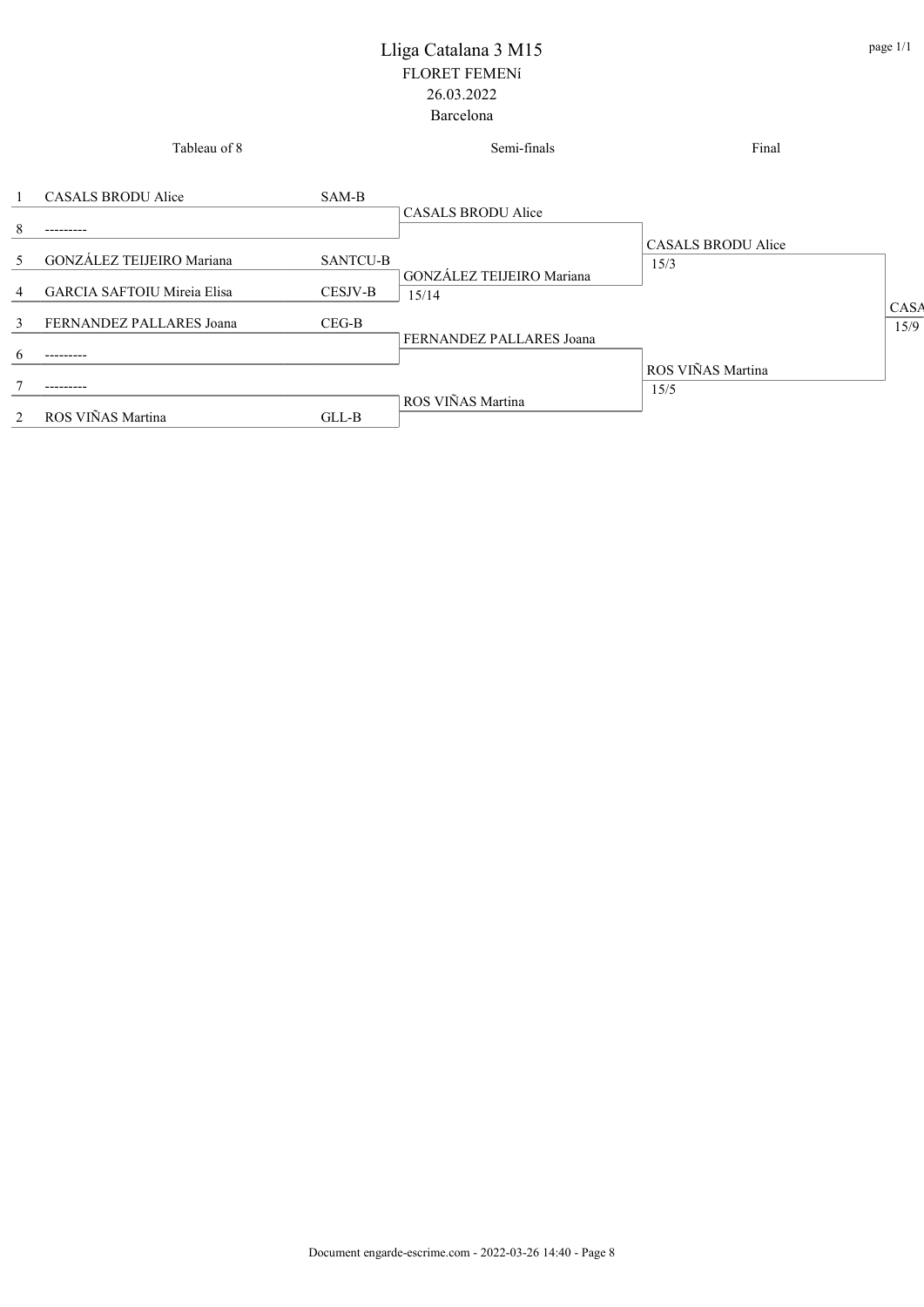# Lliga Catalana 3 M15

FLORET FEMENí

26.03.2022

Barcelona

| Tableau of 8 | | | Semi-finals | Final | |
|---|---|---|---|---|---|
| 1 | CASALS BRODU Alice | SAM-B | CASALS BRODU Alice | CASALS BRODU Alice 15/3 | CASA 15/9 |
| 8 | --------- | | | | |
| 5 | GONZÁLEZ TEIJEIRO Mariana | SANTCU-B | GONZÁLEZ TEIJEIRO Mariana 15/14 | | |
| 4 | GARCIA SAFTOIU Mireia Elisa | CESJV-B | | | |
| 3 | FERNANDEZ PALLARES Joana | CEG-B | FERNANDEZ PALLARES Joana | ROS VIÑAS Martina 15/5 | |
| 6 | --------- | | | | |
| 7 | --------- | | ROS VIÑAS Martina | | |
| 2 | ROS VIÑAS Martina | GLL-B | | | |

Document engarde-escrime.com - 2022-03-26 14:40 - Page 8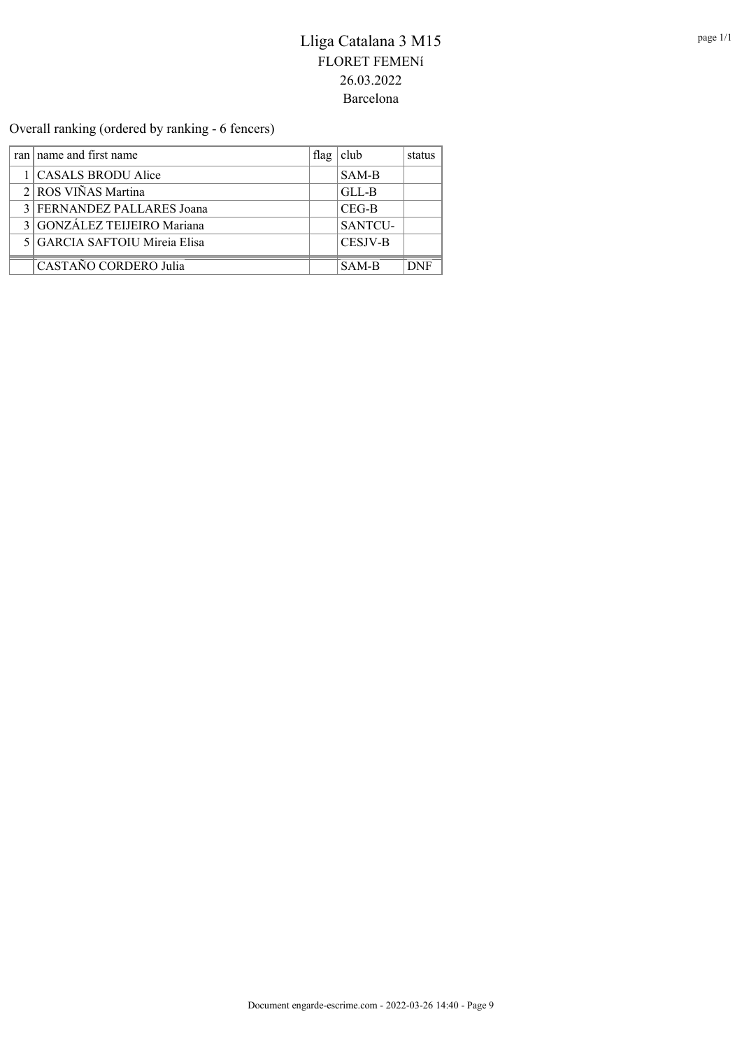# Lliga Catalana 3 M15

FLORET FEMENí

26.03.2022

Barcelona

Overall ranking (ordered by ranking - 6 fencers)

| ran | name and first name | flag | club | status |
|---|---|---|---|---|
| 1 | CASALS BRODU Alice | | SAM-B | |
| 2 | ROS VIÑAS Martina | | GLL-B | |
| 3 | FERNANDEZ PALLARES Joana | | CEG-B | |
| 3 | GONZÁLEZ TEIJEIRO Mariana | | SANTCU- | |
| 5 | GARCIA SAFTOIU Mireia Elisa | | CESJV-B | |
| | CASTAÑO CORDERO Julia | | SAM-B | DNF |

Document engarde-escrime.com - 2022-03-26 14:40 - Page 9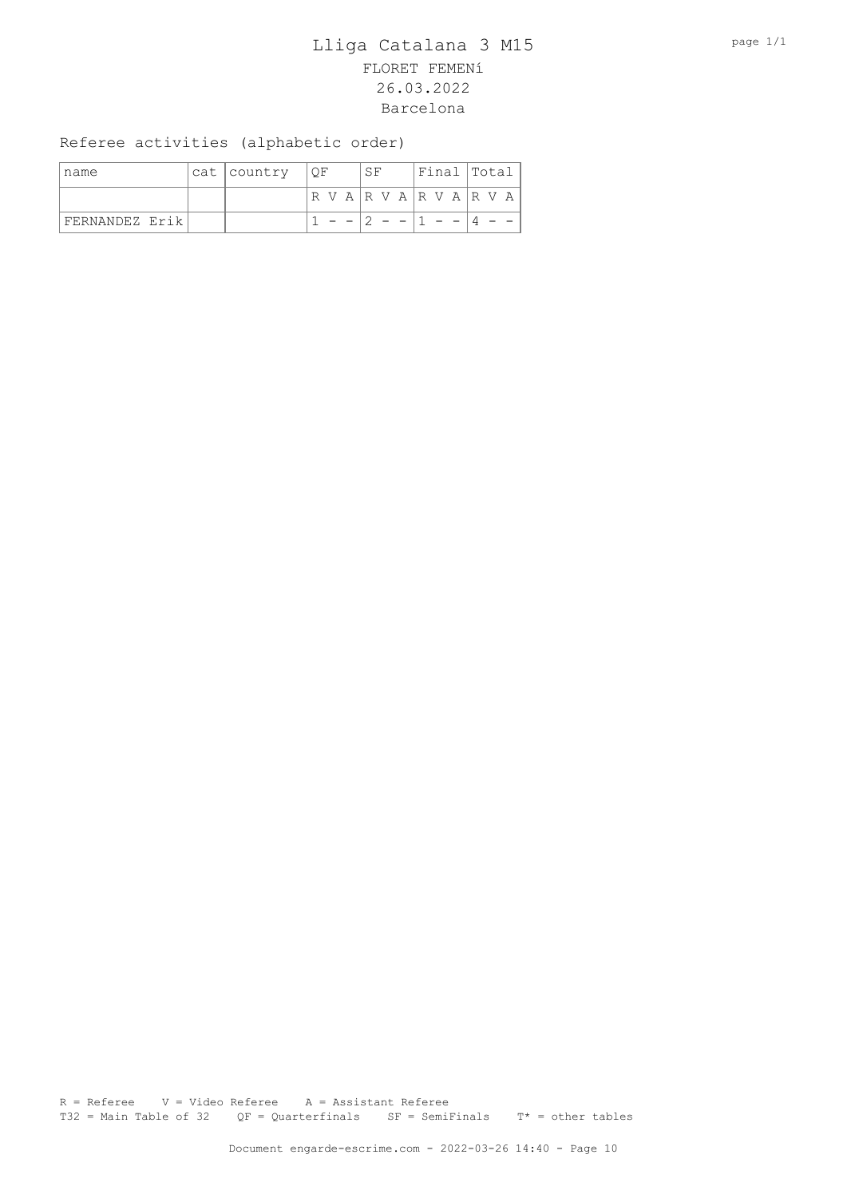# Lliga Catalana 3 M15

FLORET FEMENí

26.03.2022

Barcelona

Referee activities (alphabetic order)

| name | cat | country | QF | | | SF | | | Final | | | Total | | |
|---|---|---|---|---|---|---|---|---|---|---|---|---|---|---|
| | | | R | V | A | R | V | A | R | V | A | R | V | A |
| FERNANDEZ Erik | | | 1 | - | - | 2 | - | - | 1 | - | - | 4 | - | - |

R = Referee V = Video Referee A = Assistant Referee
T32 = Main Table of 32 QF = Quarterfinals SF = SemiFinals T* = other tables

Document engarde-escrime.com - 2022-03-26 14:40 - Page 10